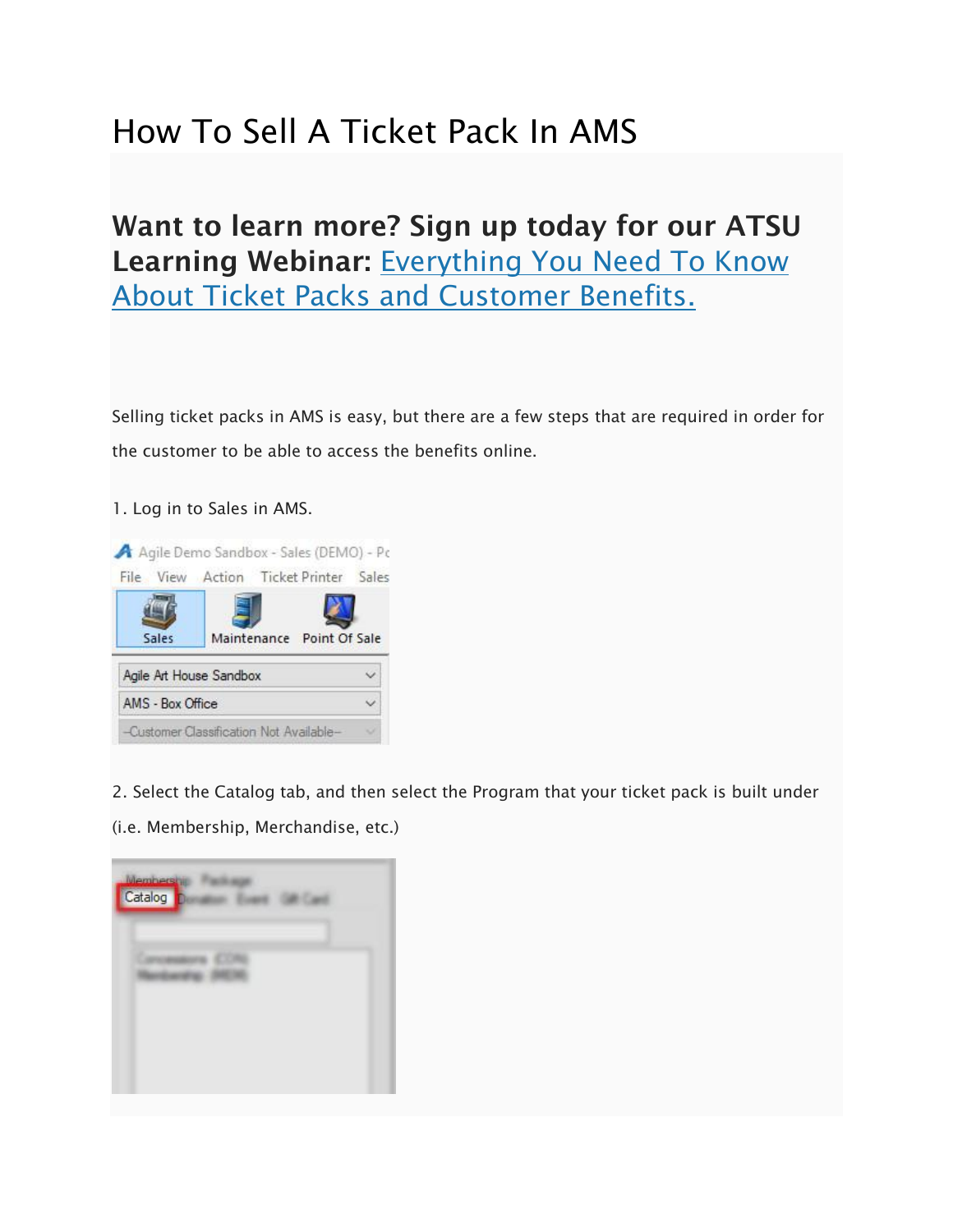# How To Sell A Ticket Pack In AMS

## Want to learn more? Sign up today for our ATSU Learning Webinar: Everything You Need To Know About Ticket Packs and Customer Benefits.

Selling ticket packs in AMS is easy, but there are a few steps that are required in order for the customer to be able to access the benefits online.

1. Log in to Sales in AMS.

2. Select the Catalog tab, and then select the Program that your ticket pack is built under (i.e. Membership, Merchandise, etc.)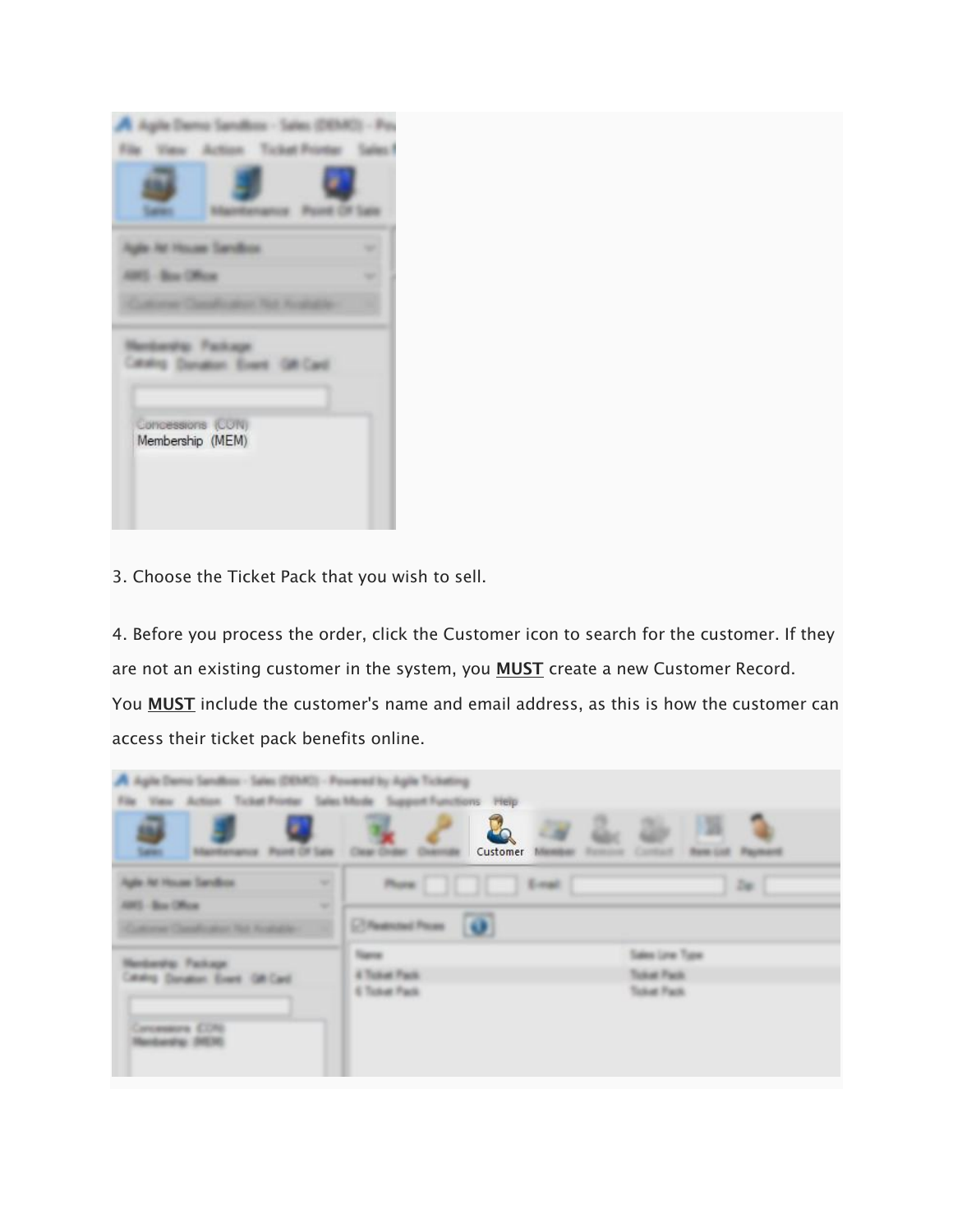3. Choose the Ticket Pack that you wish to sell.

4. Before you process the order, click the Customer icon to search for the customer. If they are not an existing customer in the system, you **MUST** create a new Customer Record. You **MUST** include the customer's name and email address, as this is how the customer can access their ticket pack benefits online.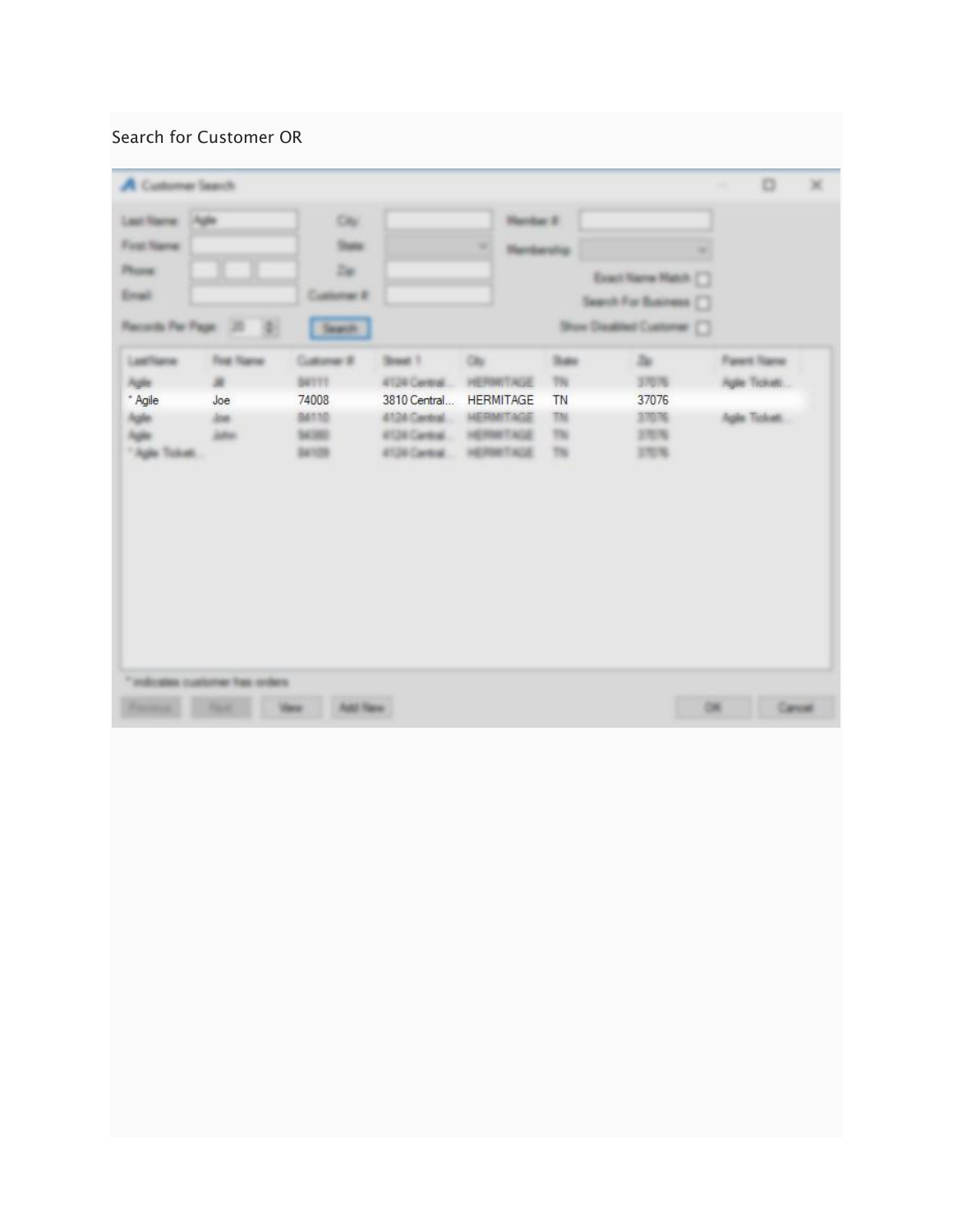Search for Customer OR

| LastName | First Name | Customer # | Street 1 | City | State | Zip | Parent Name |
|---|---|---|---|---|---|---|---|
| * Agile | Joe | 74008 | 3810 Central... | HERMITAGE | TN | 37076 | |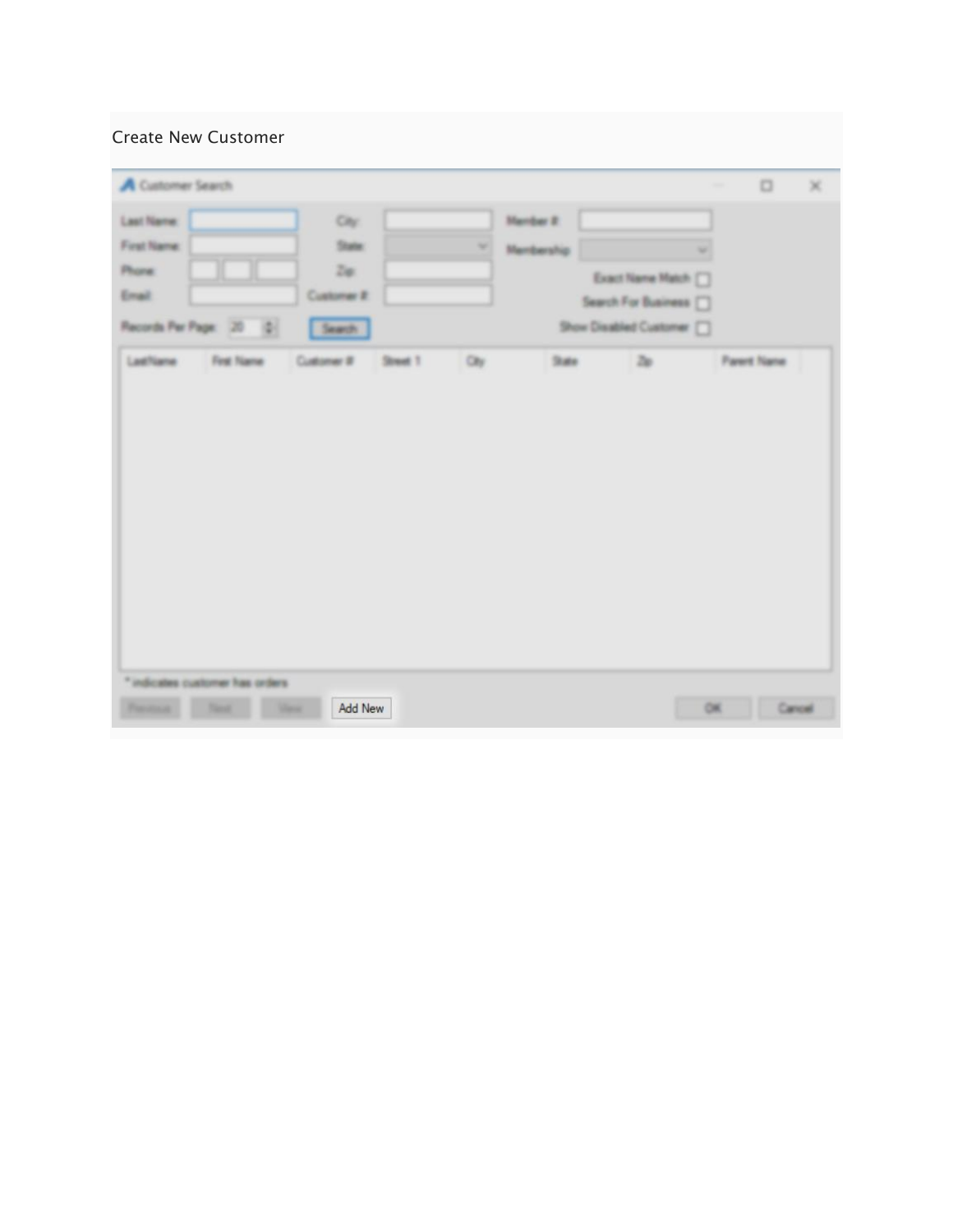Create New Customer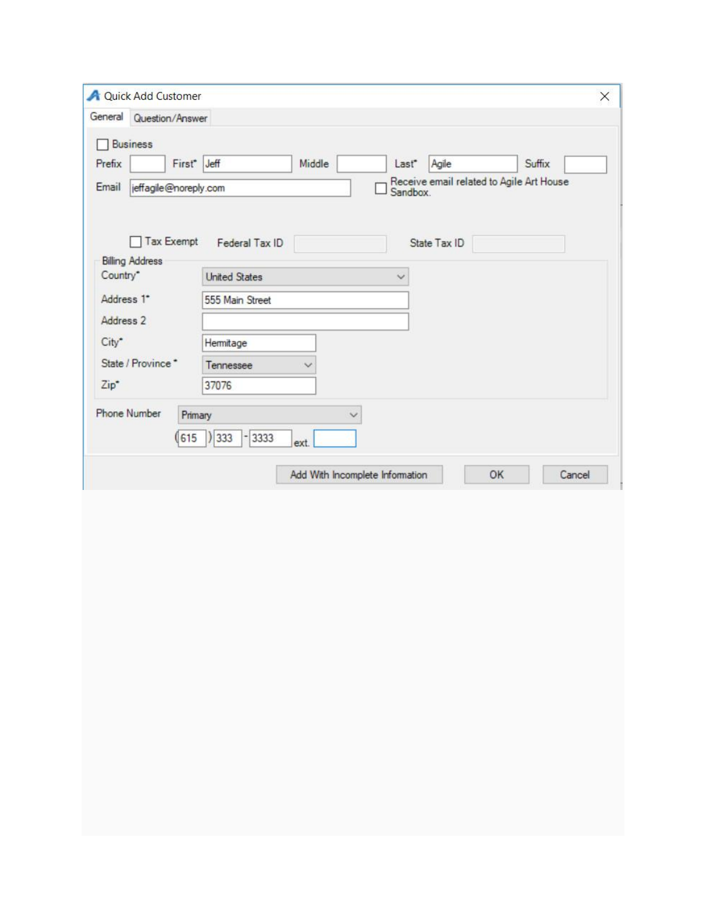Quick Add Customer

General | Question/Answer

☐ Business

Prefix [ ] First* [Jeff] Middle [ ] Last* [Agile] Suffix [ ]

Email [jeffagile@noreply.com] ☐ Receive email related to Agile Art House Sandbox.

☐ Tax Exempt Federal Tax ID [ ] State Tax ID [ ]

Billing Address

Country* [United States]

Address 1* [555 Main Street]

Address 2 [ ]

City* [Hermitage]

State / Province * [Tennessee]

Zip* [37076]

Phone Number [Primary]

(615) 333 - 3333 ext. [ ]

[Add With Incomplete Information] [OK] [Cancel]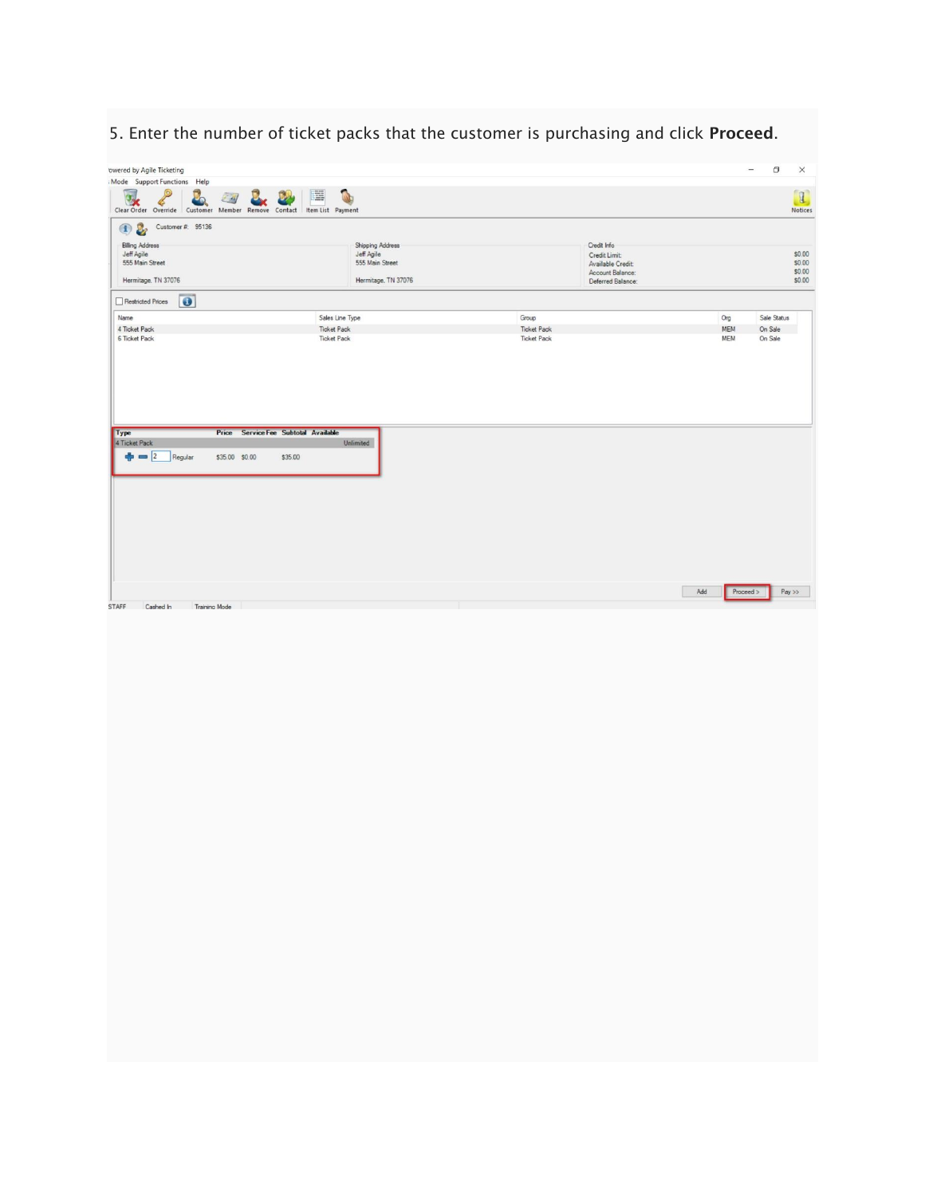5. Enter the number of ticket packs that the customer is purchasing and click **Proceed**.

owered by Agile Ticketing

Mode Support Functions Help

Clear Order Override Customer Member Remove Contact Item List Payment Notices

Customer #: 95136

| Billing Address | Shipping Address | Credit Info | |
|---|---|---|---|
| Jeff Agile | Jeff Agile | Credit Limit: | $0.00 |
| 555 Main Street | 555 Main Street | Available Credit: | $0.00 |
| | | Account Balance: | $0.00 |
| Hermitage, TN 37076 | Hermitage, TN 37076 | Deferred Balance: | $0.00 |

Restricted Prices

| Name | Sales Line Type | Group | Org | Sale Status |
|---|---|---|---|---|
| 4 Ticket Pack | Ticket Pack | Ticket Pack | MEM | On Sale |
| 6 Ticket Pack | Ticket Pack | Ticket Pack | MEM | On Sale |

| Type | Price | Service Fee | Subtotal | Available |
|---|---|---|---|---|
| 4 Ticket Pack | | | | Unlimited |
| 2 Regular | $35.00 | $0.00 | $35.00 | |

Add Proceed > Pay >>

STAFF Cashed In Training Mode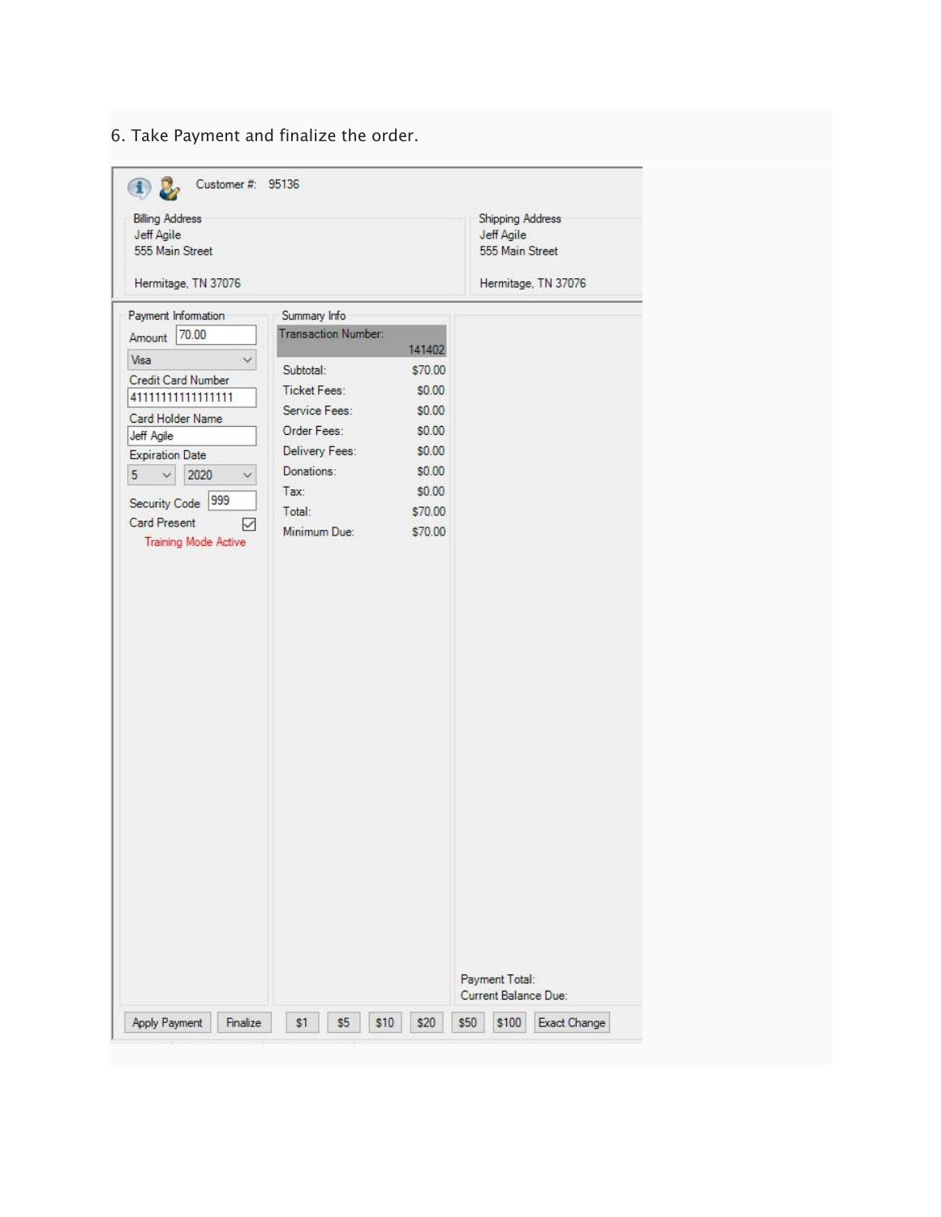6. Take Payment and finalize the order.

Customer #: 95136

Billing Address
Jeff Agile
555 Main Street

Hermitage, TN 37076

Shipping Address
Jeff Agile
555 Main Street

Hermitage, TN 37076

Payment Information

Amount 70.00

Visa

Credit Card Number
4111111111111111

Card Holder Name
Jeff Agile

Expiration Date
5 2020

Security Code 999

Card Present ☑

Training Mode Active

Summary Info

| | |
|---|---|
| Transaction Number: | 141402 |
| Subtotal: | $70.00 |
| Ticket Fees: | $0.00 |
| Service Fees: | $0.00 |
| Order Fees: | $0.00 |
| Delivery Fees: | $0.00 |
| Donations: | $0.00 |
| Tax: | $0.00 |
| Total: | $70.00 |
| Minimum Due: | $70.00 |

Payment Total:
Current Balance Due:

Apply Payment | Finalize | $1 | $5 | $10 | $20 | $50 | $100 | Exact Change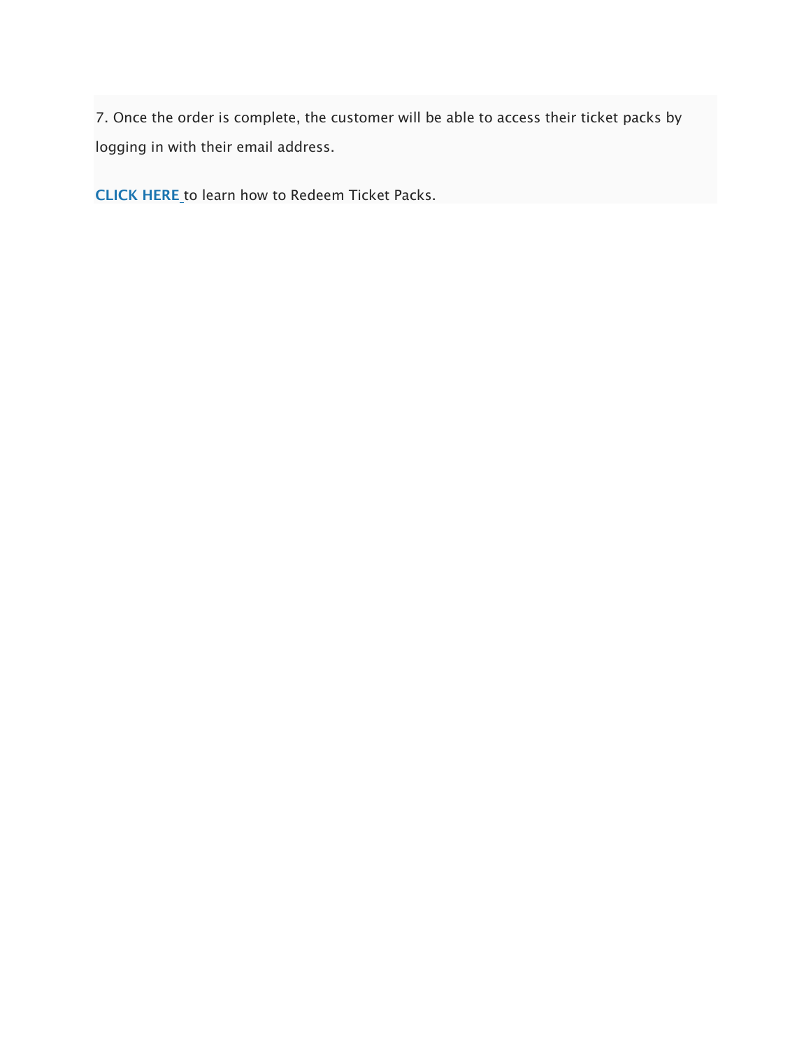7. Once the order is complete, the customer will be able to access their ticket packs by logging in with their email address.

**CLICK HERE** to learn how to Redeem Ticket Packs.